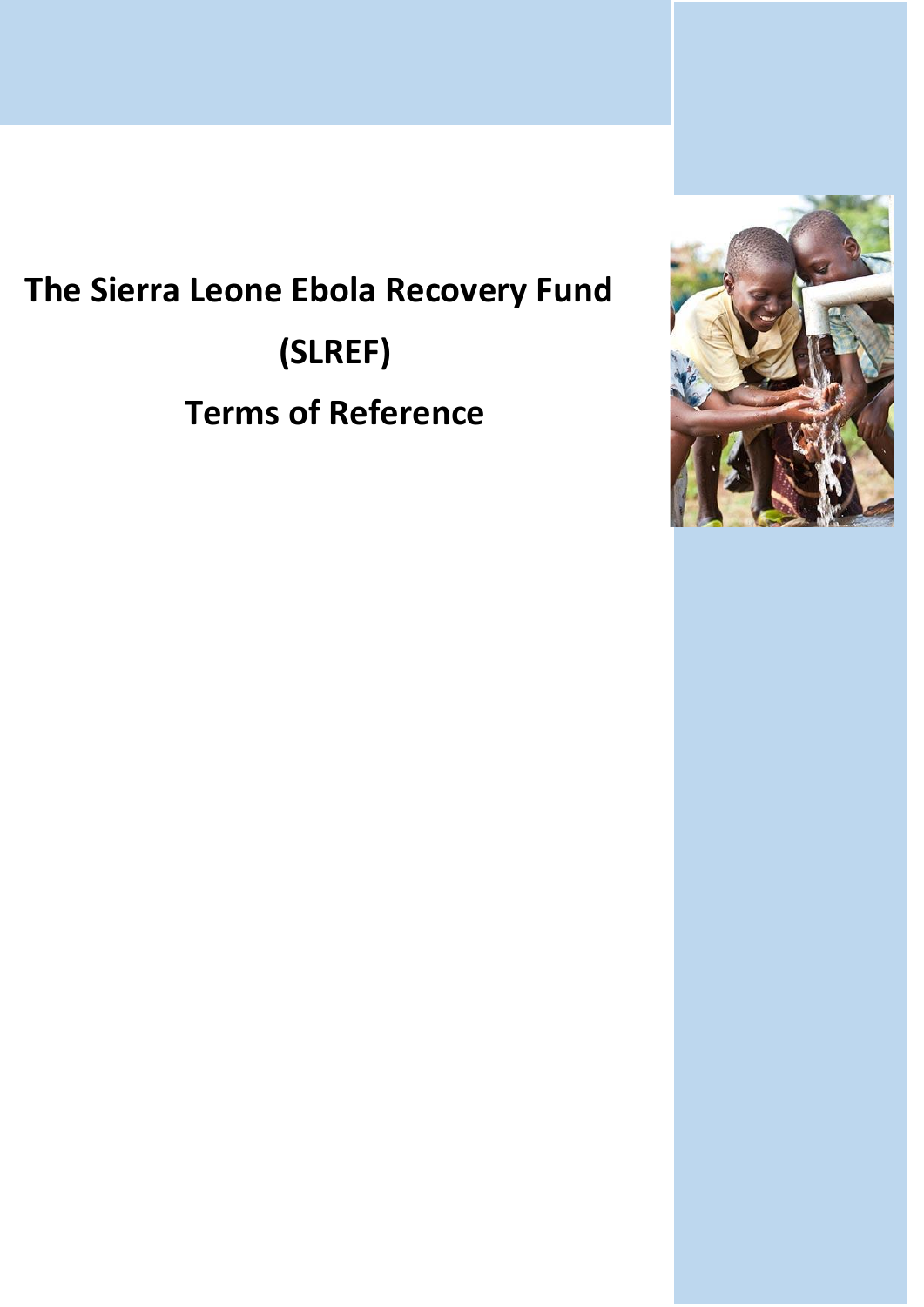# The Sierra Leone Ebola Recovery Fund (SLREF)

# Terms of Reference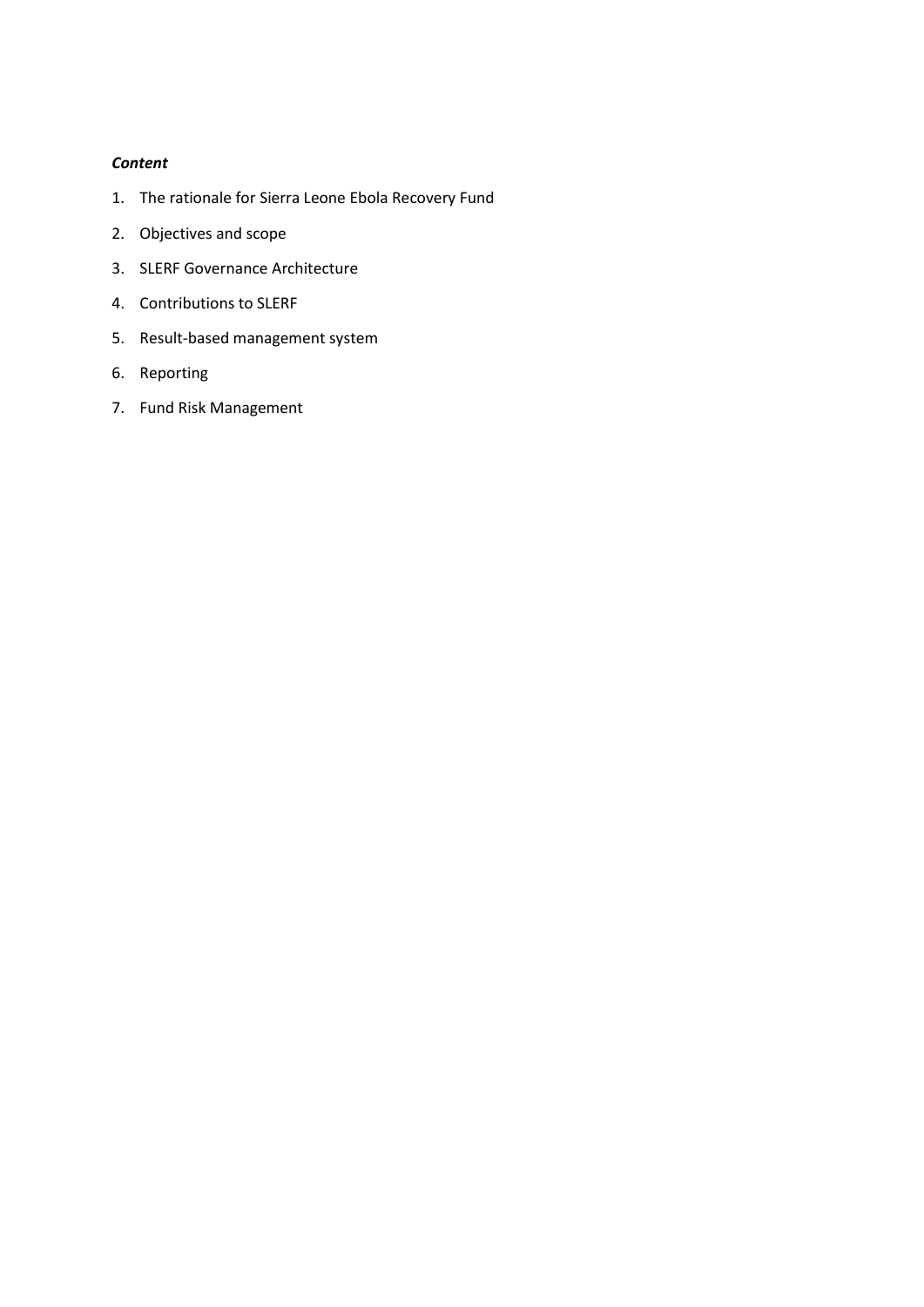***Content***

1. The rationale for Sierra Leone Ebola Recovery Fund
2. Objectives and scope
3. SLERF Governance Architecture
4. Contributions to SLERF
5. Result-based management system
6. Reporting
7. Fund Risk Management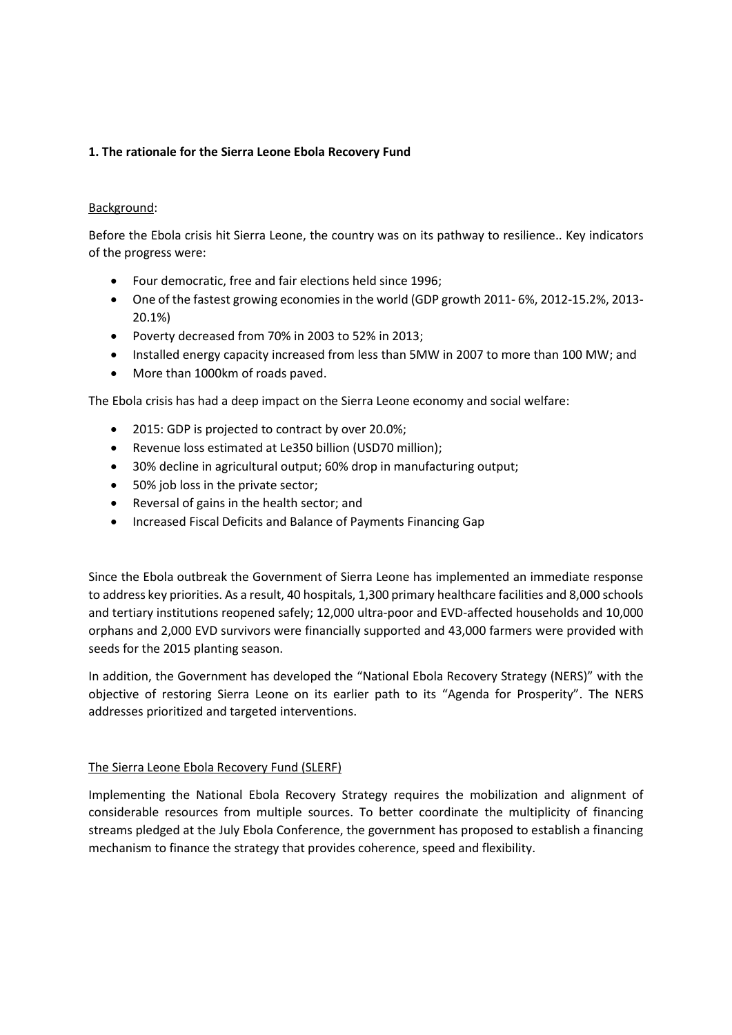**1. The rationale for the Sierra Leone Ebola Recovery Fund**

Background:

Before the Ebola crisis hit Sierra Leone, the country was on its pathway to resilience.. Key indicators of the progress were:

- Four democratic, free and fair elections held since 1996;
- One of the fastest growing economies in the world (GDP growth 2011- 6%, 2012-15.2%, 2013-20.1%)
- Poverty decreased from 70% in 2003 to 52% in 2013;
- Installed energy capacity increased from less than 5MW in 2007 to more than 100 MW; and
- More than 1000km of roads paved.

The Ebola crisis has had a deep impact on the Sierra Leone economy and social welfare:

- 2015: GDP is projected to contract by over 20.0%;
- Revenue loss estimated at Le350 billion (USD70 million);
- 30% decline in agricultural output; 60% drop in manufacturing output;
- 50% job loss in the private sector;
- Reversal of gains in the health sector; and
- Increased Fiscal Deficits and Balance of Payments Financing Gap

Since the Ebola outbreak the Government of Sierra Leone has implemented an immediate response to address key priorities. As a result, 40 hospitals, 1,300 primary healthcare facilities and 8,000 schools and tertiary institutions reopened safely; 12,000 ultra-poor and EVD-affected households and 10,000 orphans and 2,000 EVD survivors were financially supported and 43,000 farmers were provided with seeds for the 2015 planting season.

In addition, the Government has developed the "National Ebola Recovery Strategy (NERS)" with the objective of restoring Sierra Leone on its earlier path to its "Agenda for Prosperity". The NERS addresses prioritized and targeted interventions.

The Sierra Leone Ebola Recovery Fund (SLERF)

Implementing the National Ebola Recovery Strategy requires the mobilization and alignment of considerable resources from multiple sources. To better coordinate the multiplicity of financing streams pledged at the July Ebola Conference, the government has proposed to establish a financing mechanism to finance the strategy that provides coherence, speed and flexibility.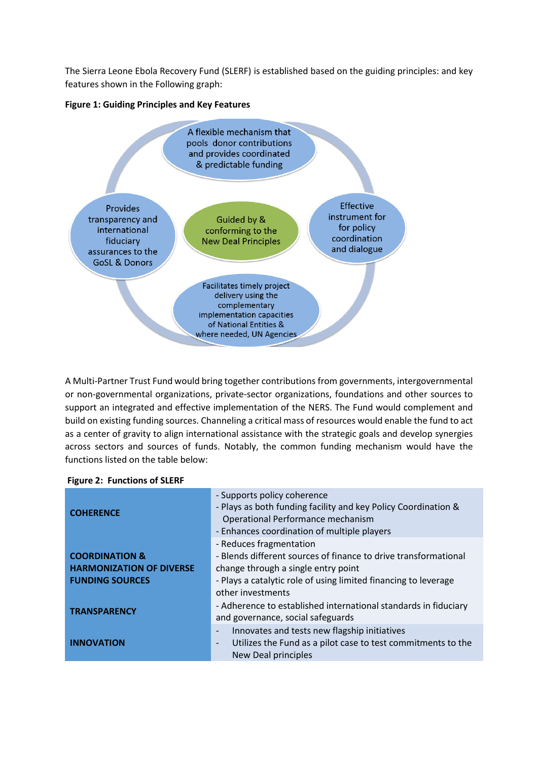The Sierra Leone Ebola Recovery Fund (SLERF) is established based on the guiding principles: and key features shown in the Following graph:

**Figure 1: Guiding Principles and Key Features**

A flexible mechanism that pools donor contributions and provides coordinated & predictable funding

Provides transparency and international fiduciary assurances to the GoSL & Donors

Guided by & conforming to the New Deal Principles

Effective instrument for for policy coordination and dialogue

Facilitates timely project delivery using the complementary implementation capacities of National Entities & where needed, UN Agencies

A Multi-Partner Trust Fund would bring together contributions from governments, intergovernmental or non-governmental organizations, private-sector organizations, foundations and other sources to support an integrated and effective implementation of the NERS. The Fund would complement and build on existing funding sources. Channeling a critical mass of resources would enable the fund to act as a center of gravity to align international assistance with the strategic goals and develop synergies across sectors and sources of funds. Notably, the common funding mechanism would have the functions listed on the table below:

**Figure 2: Functions of SLERF**

| | |
|---|---|
| **COHERENCE** | - Supports policy coherence<br>- Plays as both funding facility and key Policy Coordination & Operational Performance mechanism<br>- Enhances coordination of multiple players |
| **COORDINATION & HARMONIZATION OF DIVERSE FUNDING SOURCES** | - Reduces fragmentation<br>- Blends different sources of finance to drive transformational change through a single entry point<br>- Plays a catalytic role of using limited financing to leverage other investments |
| **TRANSPARENCY** | - Adherence to established international standards in fiduciary and governance, social safeguards |
| **INNOVATION** | - Innovates and tests new flagship initiatives<br>- Utilizes the Fund as a pilot case to test commitments to the New Deal principles |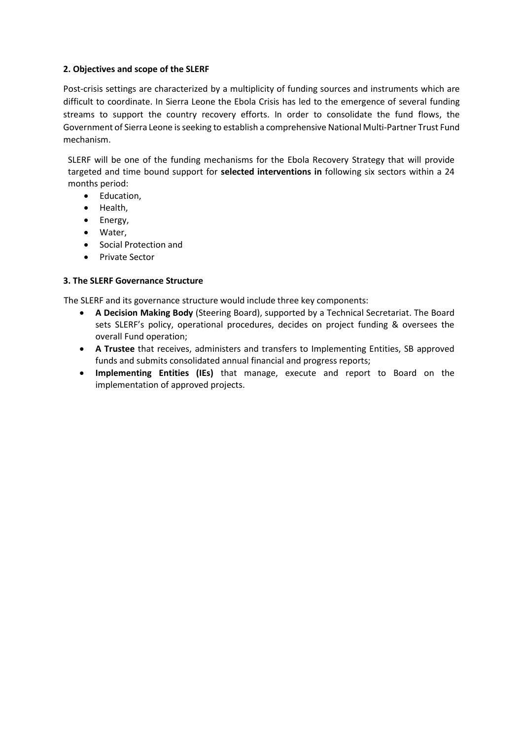### 2. Objectives and scope of the SLERF

Post-crisis settings are characterized by a multiplicity of funding sources and instruments which are difficult to coordinate. In Sierra Leone the Ebola Crisis has led to the emergence of several funding streams to support the country recovery efforts. In order to consolidate the fund flows, the Government of Sierra Leone is seeking to establish a comprehensive National Multi-Partner Trust Fund mechanism.

SLERF will be one of the funding mechanisms for the Ebola Recovery Strategy that will provide targeted and time bound support for **selected interventions in** following six sectors within a 24 months period:

- Education,
- Health,
- Energy,
- Water,
- Social Protection and
- Private Sector

### 3. The SLERF Governance Structure

The SLERF and its governance structure would include three key components:

- **A Decision Making Body** (Steering Board), supported by a Technical Secretariat. The Board sets SLERF's policy, operational procedures, decides on project funding & oversees the overall Fund operation;
- **A Trustee** that receives, administers and transfers to Implementing Entities, SB approved funds and submits consolidated annual financial and progress reports;
- **Implementing Entities (IEs)** that manage, execute and report to Board on the implementation of approved projects.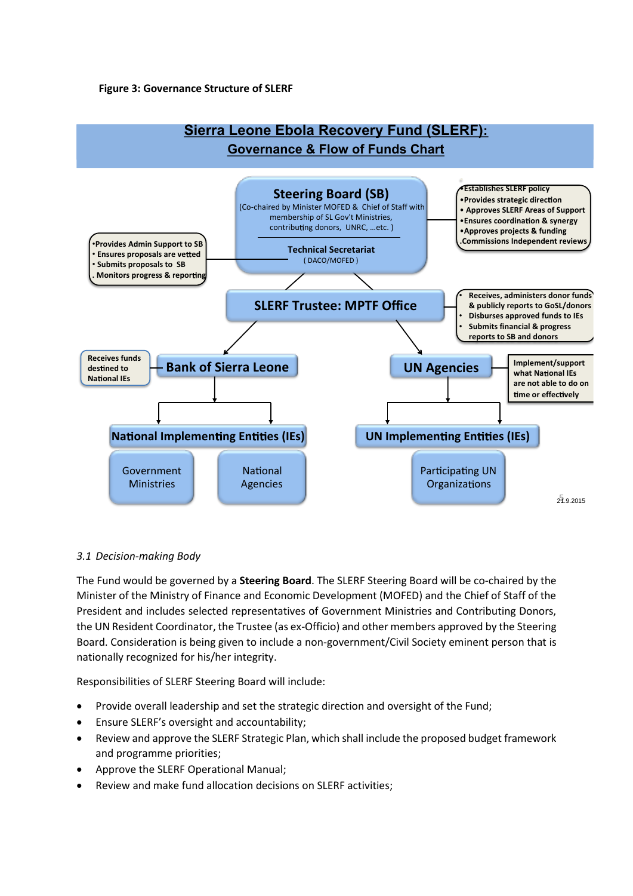**Figure 3: Governance Structure of SLERF**

**Sierra Leone Ebola Recovery Fund (SLERF): Governance & Flow of Funds Chart**

**Steering Board (SB)**
(Co-chaired by Minister MOFED & Chief of Staff with membership of SL Gov't Ministries, contributing donors, UNRC, …etc. )

**Technical Secretariat**
( DACO/MOFED )

- Establishes SLERF policy
- Provides strategic direction
- Approves SLERF Areas of Support
- Ensures coordination & synergy
- Approves projects & funding
- Commissions Independent reviews

- Provides Admin Support to SB
- Ensures proposals are vetted
- Submits proposals to SB
- Monitors progress & reporting

**SLERF Trustee: MPTF Office**

- Receives, administers donor funds & publicly reports to GoSL/donors
- Disburses approved funds to IEs
- Submits financial & progress reports to SB and donors

**Bank of Sierra Leone**

Receives funds destined to National IEs

**UN Agencies**

Implement/support what National IEs are not able to do on time or effectively

**National Implementing Entities (IEs)**
- Government Ministries
- National Agencies

**UN Implementing Entities (IEs)**
- Participating UN Organizations

21.9.2015

*3.1 Decision-making Body*

The Fund would be governed by a **Steering Board**. The SLERF Steering Board will be co-chaired by the Minister of the Ministry of Finance and Economic Development (MOFED) and the Chief of Staff of the President and includes selected representatives of Government Ministries and Contributing Donors, the UN Resident Coordinator, the Trustee (as ex-Officio) and other members approved by the Steering Board. Consideration is being given to include a non-government/Civil Society eminent person that is nationally recognized for his/her integrity.

Responsibilities of SLERF Steering Board will include:

- Provide overall leadership and set the strategic direction and oversight of the Fund;
- Ensure SLERF's oversight and accountability;
- Review and approve the SLERF Strategic Plan, which shall include the proposed budget framework and programme priorities;
- Approve the SLERF Operational Manual;
- Review and make fund allocation decisions on SLERF activities;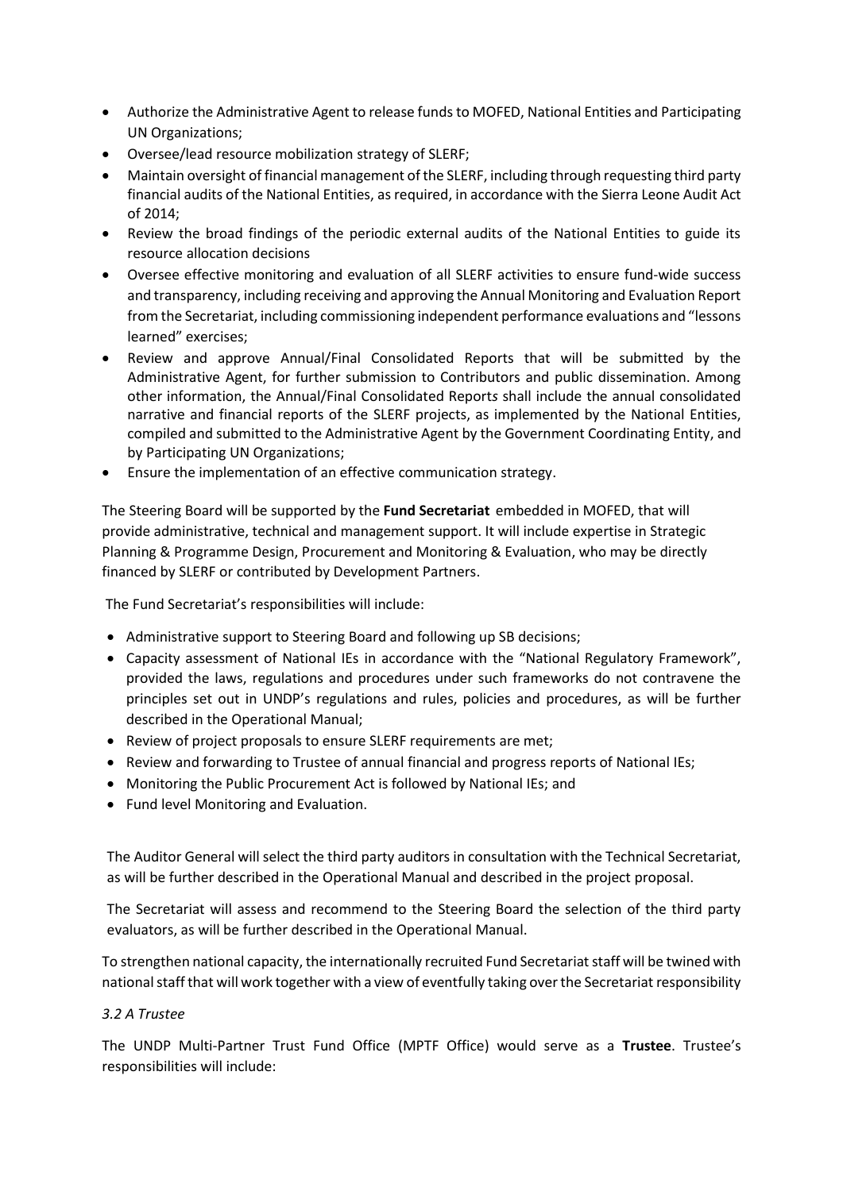- Authorize the Administrative Agent to release funds to MOFED, National Entities and Participating UN Organizations;
- Oversee/lead resource mobilization strategy of SLERF;
- Maintain oversight of financial management of the SLERF, including through requesting third party financial audits of the National Entities, as required, in accordance with the Sierra Leone Audit Act of 2014;
- Review the broad findings of the periodic external audits of the National Entities to guide its resource allocation decisions
- Oversee effective monitoring and evaluation of all SLERF activities to ensure fund-wide success and transparency, including receiving and approving the Annual Monitoring and Evaluation Report from the Secretariat, including commissioning independent performance evaluations and "lessons learned" exercises;
- Review and approve Annual/Final Consolidated Reports that will be submitted by the Administrative Agent, for further submission to Contributors and public dissemination. Among other information, the Annual/Final Consolidated Report*s* shall include the annual consolidated narrative and financial reports of the SLERF projects, as implemented by the National Entities, compiled and submitted to the Administrative Agent by the Government Coordinating Entity, and by Participating UN Organizations;
- Ensure the implementation of an effective communication strategy.

The Steering Board will be supported by the **Fund Secretariat** embedded in MOFED, that will provide administrative, technical and management support. It will include expertise in Strategic Planning & Programme Design, Procurement and Monitoring & Evaluation, who may be directly financed by SLERF or contributed by Development Partners.

The Fund Secretariat's responsibilities will include:

- Administrative support to Steering Board and following up SB decisions;
- Capacity assessment of National IEs in accordance with the "National Regulatory Framework", provided the laws, regulations and procedures under such frameworks do not contravene the principles set out in UNDP's regulations and rules, policies and procedures, as will be further described in the Operational Manual;
- Review of project proposals to ensure SLERF requirements are met;
- Review and forwarding to Trustee of annual financial and progress reports of National IEs;
- Monitoring the Public Procurement Act is followed by National IEs; and
- Fund level Monitoring and Evaluation.

The Auditor General will select the third party auditors in consultation with the Technical Secretariat, as will be further described in the Operational Manual and described in the project proposal.

The Secretariat will assess and recommend to the Steering Board the selection of the third party evaluators, as will be further described in the Operational Manual.

To strengthen national capacity, the internationally recruited Fund Secretariat staff will be twined with national staff that will work together with a view of eventfully taking over the Secretariat responsibility

*3.2 A Trustee*

The UNDP Multi-Partner Trust Fund Office (MPTF Office) would serve as a **Trustee**. Trustee's responsibilities will include: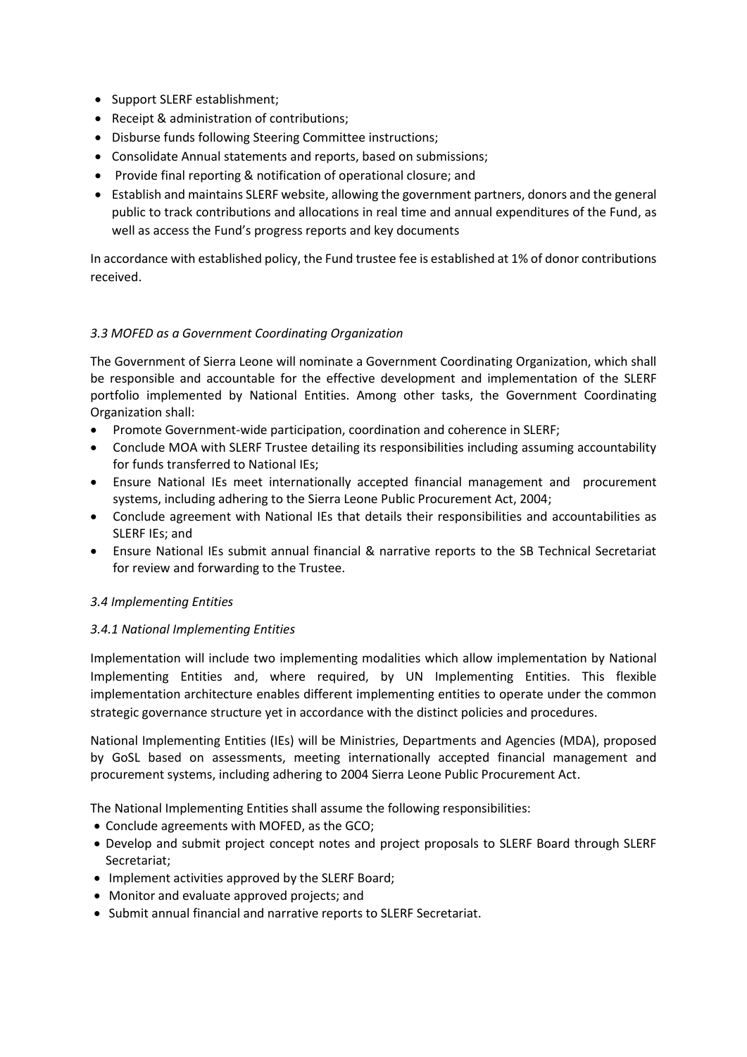- Support SLERF establishment;
- Receipt & administration of contributions;
- Disburse funds following Steering Committee instructions;
- Consolidate Annual statements and reports, based on submissions;
- Provide final reporting & notification of operational closure; and
- Establish and maintains SLERF website, allowing the government partners, donors and the general public to track contributions and allocations in real time and annual expenditures of the Fund, as well as access the Fund's progress reports and key documents

In accordance with established policy, the Fund trustee fee is established at 1% of donor contributions received.

### *3.3 MOFED as a Government Coordinating Organization*

The Government of Sierra Leone will nominate a Government Coordinating Organization, which shall be responsible and accountable for the effective development and implementation of the SLERF portfolio implemented by National Entities. Among other tasks, the Government Coordinating Organization shall:

- Promote Government-wide participation, coordination and coherence in SLERF;
- Conclude MOA with SLERF Trustee detailing its responsibilities including assuming accountability for funds transferred to National IEs;
- Ensure National IEs meet internationally accepted financial management and procurement systems, including adhering to the Sierra Leone Public Procurement Act, 2004;
- Conclude agreement with National IEs that details their responsibilities and accountabilities as SLERF IEs; and
- Ensure National IEs submit annual financial & narrative reports to the SB Technical Secretariat for review and forwarding to the Trustee.

### *3.4 Implementing Entities*

#### *3.4.1 National Implementing Entities*

Implementation will include two implementing modalities which allow implementation by National Implementing Entities and, where required, by UN Implementing Entities. This flexible implementation architecture enables different implementing entities to operate under the common strategic governance structure yet in accordance with the distinct policies and procedures.

National Implementing Entities (IEs) will be Ministries, Departments and Agencies (MDA), proposed by GoSL based on assessments, meeting internationally accepted financial management and procurement systems, including adhering to 2004 Sierra Leone Public Procurement Act.

The National Implementing Entities shall assume the following responsibilities:

- Conclude agreements with MOFED, as the GCO;
- Develop and submit project concept notes and project proposals to SLERF Board through SLERF Secretariat;
- Implement activities approved by the SLERF Board;
- Monitor and evaluate approved projects; and
- Submit annual financial and narrative reports to SLERF Secretariat.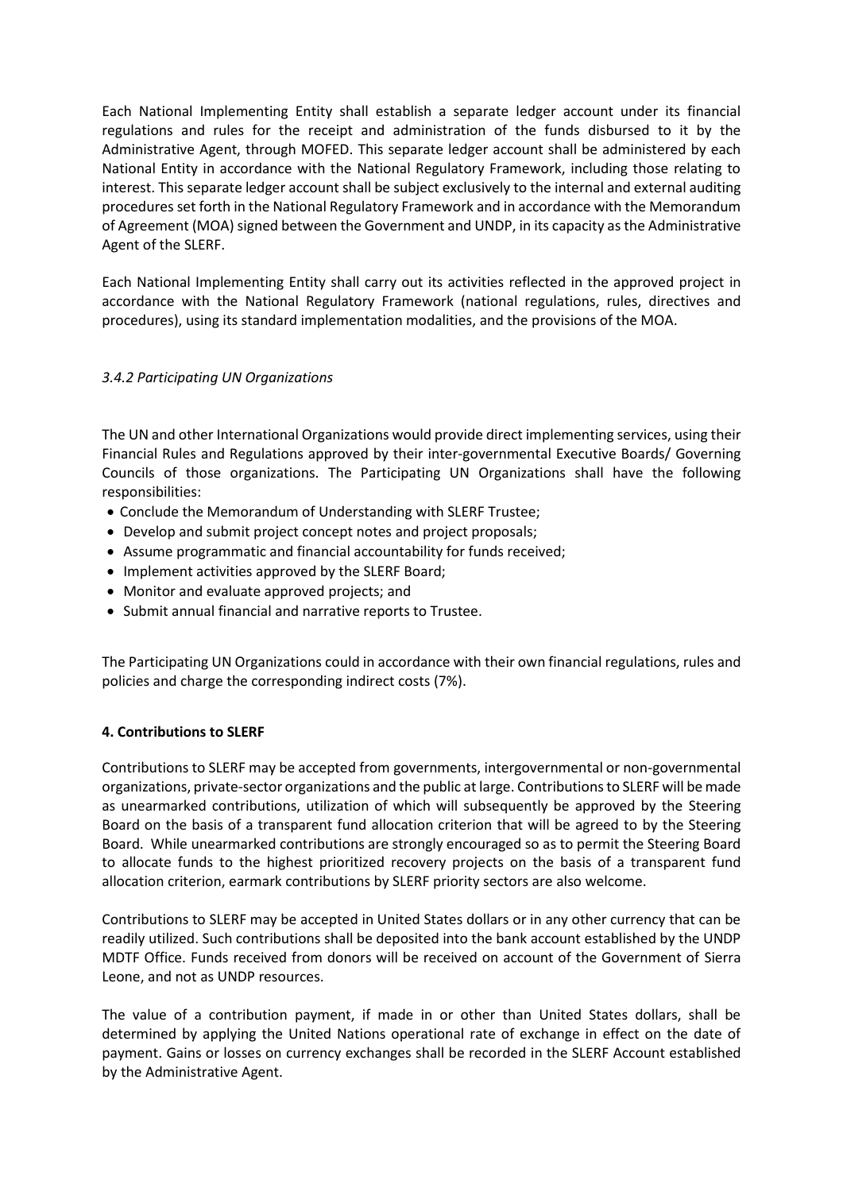Each National Implementing Entity shall establish a separate ledger account under its financial regulations and rules for the receipt and administration of the funds disbursed to it by the Administrative Agent, through MOFED. This separate ledger account shall be administered by each National Entity in accordance with the National Regulatory Framework, including those relating to interest. This separate ledger account shall be subject exclusively to the internal and external auditing procedures set forth in the National Regulatory Framework and in accordance with the Memorandum of Agreement (MOA) signed between the Government and UNDP, in its capacity as the Administrative Agent of the SLERF.

Each National Implementing Entity shall carry out its activities reflected in the approved project in accordance with the National Regulatory Framework (national regulations, rules, directives and procedures), using its standard implementation modalities, and the provisions of the MOA.

### *3.4.2 Participating UN Organizations*

The UN and other International Organizations would provide direct implementing services, using their Financial Rules and Regulations approved by their inter-governmental Executive Boards/ Governing Councils of those organizations. The Participating UN Organizations shall have the following responsibilities:

- Conclude the Memorandum of Understanding with SLERF Trustee;
- Develop and submit project concept notes and project proposals;
- Assume programmatic and financial accountability for funds received;
- Implement activities approved by the SLERF Board;
- Monitor and evaluate approved projects; and
- Submit annual financial and narrative reports to Trustee.

The Participating UN Organizations could in accordance with their own financial regulations, rules and policies and charge the corresponding indirect costs (7%).

## 4. Contributions to SLERF

Contributions to SLERF may be accepted from governments, intergovernmental or non-governmental organizations, private-sector organizations and the public at large. Contributions to SLERF will be made as unearmarked contributions, utilization of which will subsequently be approved by the Steering Board on the basis of a transparent fund allocation criterion that will be agreed to by the Steering Board. While unearmarked contributions are strongly encouraged so as to permit the Steering Board to allocate funds to the highest prioritized recovery projects on the basis of a transparent fund allocation criterion, earmark contributions by SLERF priority sectors are also welcome.

Contributions to SLERF may be accepted in United States dollars or in any other currency that can be readily utilized. Such contributions shall be deposited into the bank account established by the UNDP MDTF Office. Funds received from donors will be received on account of the Government of Sierra Leone, and not as UNDP resources.

The value of a contribution payment, if made in or other than United States dollars, shall be determined by applying the United Nations operational rate of exchange in effect on the date of payment. Gains or losses on currency exchanges shall be recorded in the SLERF Account established by the Administrative Agent.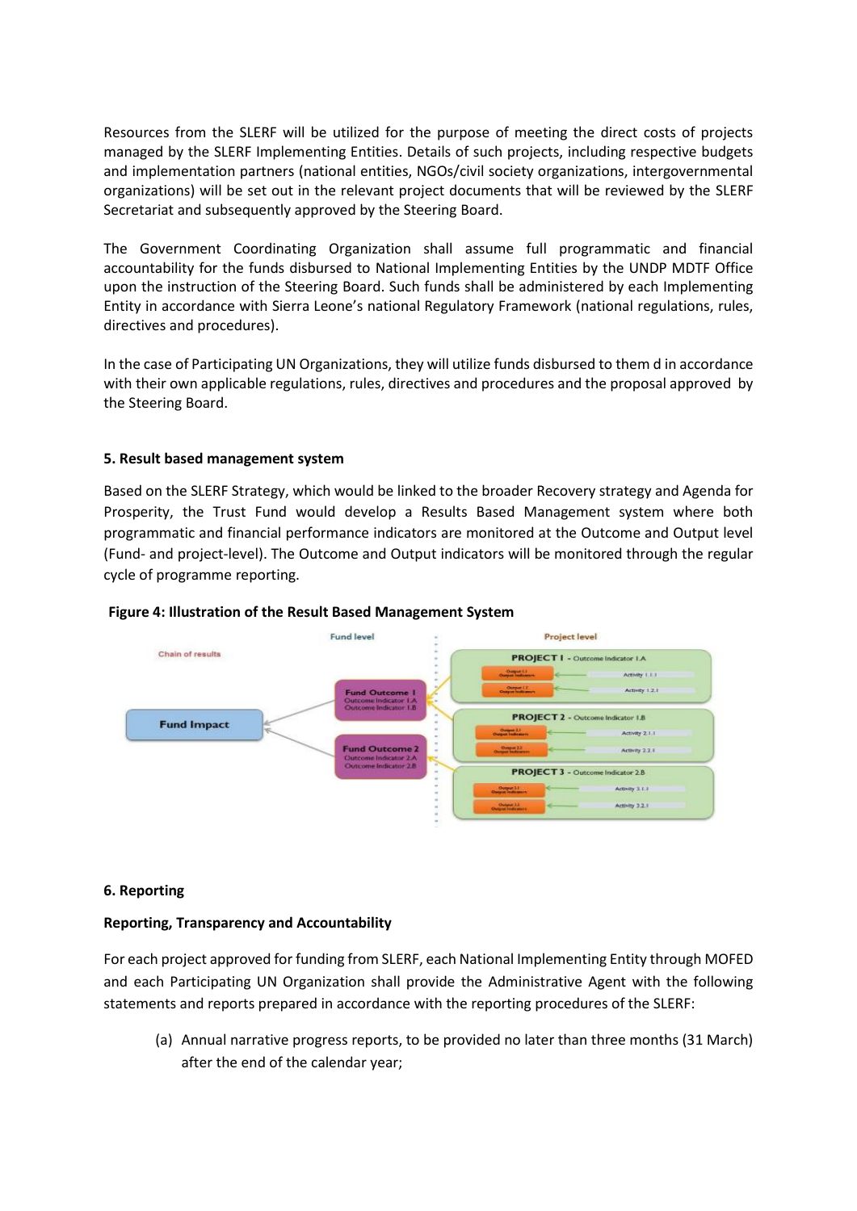Resources from the SLERF will be utilized for the purpose of meeting the direct costs of projects managed by the SLERF Implementing Entities. Details of such projects, including respective budgets and implementation partners (national entities, NGOs/civil society organizations, intergovernmental organizations) will be set out in the relevant project documents that will be reviewed by the SLERF Secretariat and subsequently approved by the Steering Board.

The Government Coordinating Organization shall assume full programmatic and financial accountability for the funds disbursed to National Implementing Entities by the UNDP MDTF Office upon the instruction of the Steering Board. Such funds shall be administered by each Implementing Entity in accordance with Sierra Leone's national Regulatory Framework (national regulations, rules, directives and procedures).

In the case of Participating UN Organizations, they will utilize funds disbursed to them d in accordance with their own applicable regulations, rules, directives and procedures and the proposal approved by the Steering Board.

### 5. Result based management system

Based on the SLERF Strategy, which would be linked to the broader Recovery strategy and Agenda for Prosperity, the Trust Fund would develop a Results Based Management system where both programmatic and financial performance indicators are monitored at the Outcome and Output level (Fund- and project-level). The Outcome and Output indicators will be monitored through the regular cycle of programme reporting.

**Figure 4: Illustration of the Result Based Management System**

Chain of results

Fund level

Project level

Fund Impact

Fund Outcome 1
Outcome Indicator 1.A
Outcome Indicator 1.B

Fund Outcome 2
Outcome Indicator 2.A
Outcome Indicator 2.B

PROJECT 1 - Outcome Indicator 1.A
Output 1.1 Output Indicators — Activity 1.1.1
Output 1.2 Output Indicators — Activity 1.2.1

PROJECT 2 - Outcome Indicator 1.B
Output 2.1 Output Indicators — Activity 2.1.1
Output 2.2 Output Indicators — Activity 2.2.1

PROJECT 3 - Outcome Indicator 2.B
Output 3.1 Output Indicators — Activity 3.1.1
Output 3.2 Output Indicators — Activity 3.2.1

### 6. Reporting

**Reporting, Transparency and Accountability**

For each project approved for funding from SLERF, each National Implementing Entity through MOFED and each Participating UN Organization shall provide the Administrative Agent with the following statements and reports prepared in accordance with the reporting procedures of the SLERF:

(a) Annual narrative progress reports, to be provided no later than three months (31 March) after the end of the calendar year;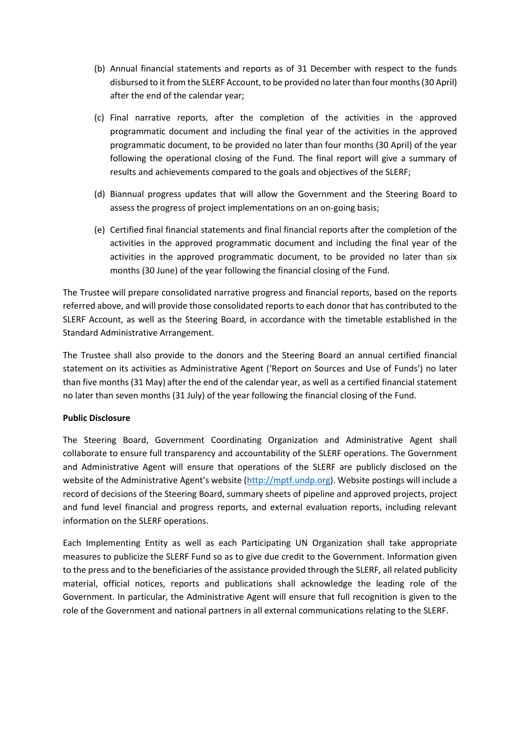(b) Annual financial statements and reports as of 31 December with respect to the funds disbursed to it from the SLERF Account, to be provided no later than four months (30 April) after the end of the calendar year;

(c) Final narrative reports, after the completion of the activities in the approved programmatic document and including the final year of the activities in the approved programmatic document, to be provided no later than four months (30 April) of the year following the operational closing of the Fund. The final report will give a summary of results and achievements compared to the goals and objectives of the SLERF;

(d) Biannual progress updates that will allow the Government and the Steering Board to assess the progress of project implementations on an on-going basis;

(e) Certified final financial statements and final financial reports after the completion of the activities in the approved programmatic document and including the final year of the activities in the approved programmatic document, to be provided no later than six months (30 June) of the year following the financial closing of the Fund.

The Trustee will prepare consolidated narrative progress and financial reports, based on the reports referred above, and will provide those consolidated reports to each donor that has contributed to the SLERF Account, as well as the Steering Board, in accordance with the timetable established in the Standard Administrative Arrangement.

The Trustee shall also provide to the donors and the Steering Board an annual certified financial statement on its activities as Administrative Agent ('Report on Sources and Use of Funds') no later than five months (31 May) after the end of the calendar year, as well as a certified financial statement no later than seven months (31 July) of the year following the financial closing of the Fund.

**Public Disclosure**

The Steering Board, Government Coordinating Organization and Administrative Agent shall collaborate to ensure full transparency and accountability of the SLERF operations. The Government and Administrative Agent will ensure that operations of the SLERF are publicly disclosed on the website of the Administrative Agent's website (http://mptf.undp.org). Website postings will include a record of decisions of the Steering Board, summary sheets of pipeline and approved projects, project and fund level financial and progress reports, and external evaluation reports, including relevant information on the SLERF operations.

Each Implementing Entity as well as each Participating UN Organization shall take appropriate measures to publicize the SLERF Fund so as to give due credit to the Government. Information given to the press and to the beneficiaries of the assistance provided through the SLERF, all related publicity material, official notices, reports and publications shall acknowledge the leading role of the Government. In particular, the Administrative Agent will ensure that full recognition is given to the role of the Government and national partners in all external communications relating to the SLERF.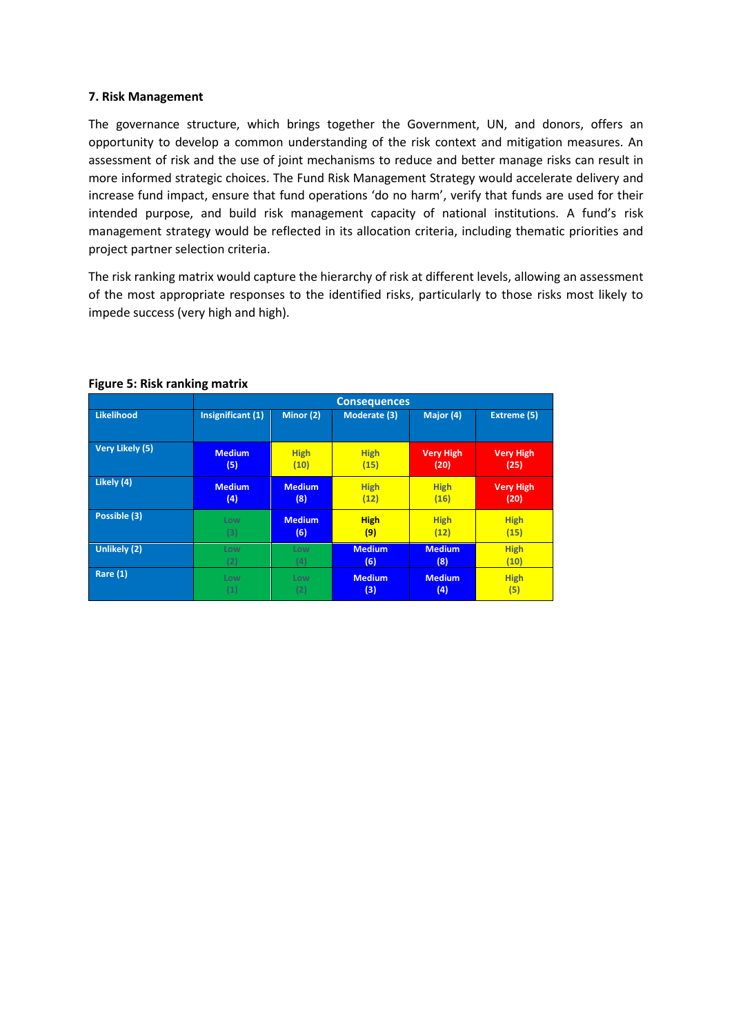**7. Risk Management**

The governance structure, which brings together the Government, UN, and donors, offers an opportunity to develop a common understanding of the risk context and mitigation measures. An assessment of risk and the use of joint mechanisms to reduce and better manage risks can result in more informed strategic choices. The Fund Risk Management Strategy would accelerate delivery and increase fund impact, ensure that fund operations 'do no harm', verify that funds are used for their intended purpose, and build risk management capacity of national institutions. A fund's risk management strategy would be reflected in its allocation criteria, including thematic priorities and project partner selection criteria.

The risk ranking matrix would capture the hierarchy of risk at different levels, allowing an assessment of the most appropriate responses to the identified risks, particularly to those risks most likely to impede success (very high and high).

**Figure 5: Risk ranking matrix**

| | Consequences | | | | |
|---|---|---|---|---|---|
| Likelihood | Insignificant (1) | Minor (2) | Moderate (3) | Major (4) | Extreme (5) |
| Very Likely (5) | Medium (5) | High (10) | High (15) | Very High (20) | Very High (25) |
| Likely (4) | Medium (4) | Medium (8) | High (12) | High (16) | Very High (20) |
| Possible (3) | Low (3) | Medium (6) | High (9) | High (12) | High (15) |
| Unlikely (2) | Low (2) | Low (4) | Medium (6) | Medium (8) | High (10) |
| Rare (1) | Low (1) | Low (2) | Medium (3) | Medium (4) | High (5) |